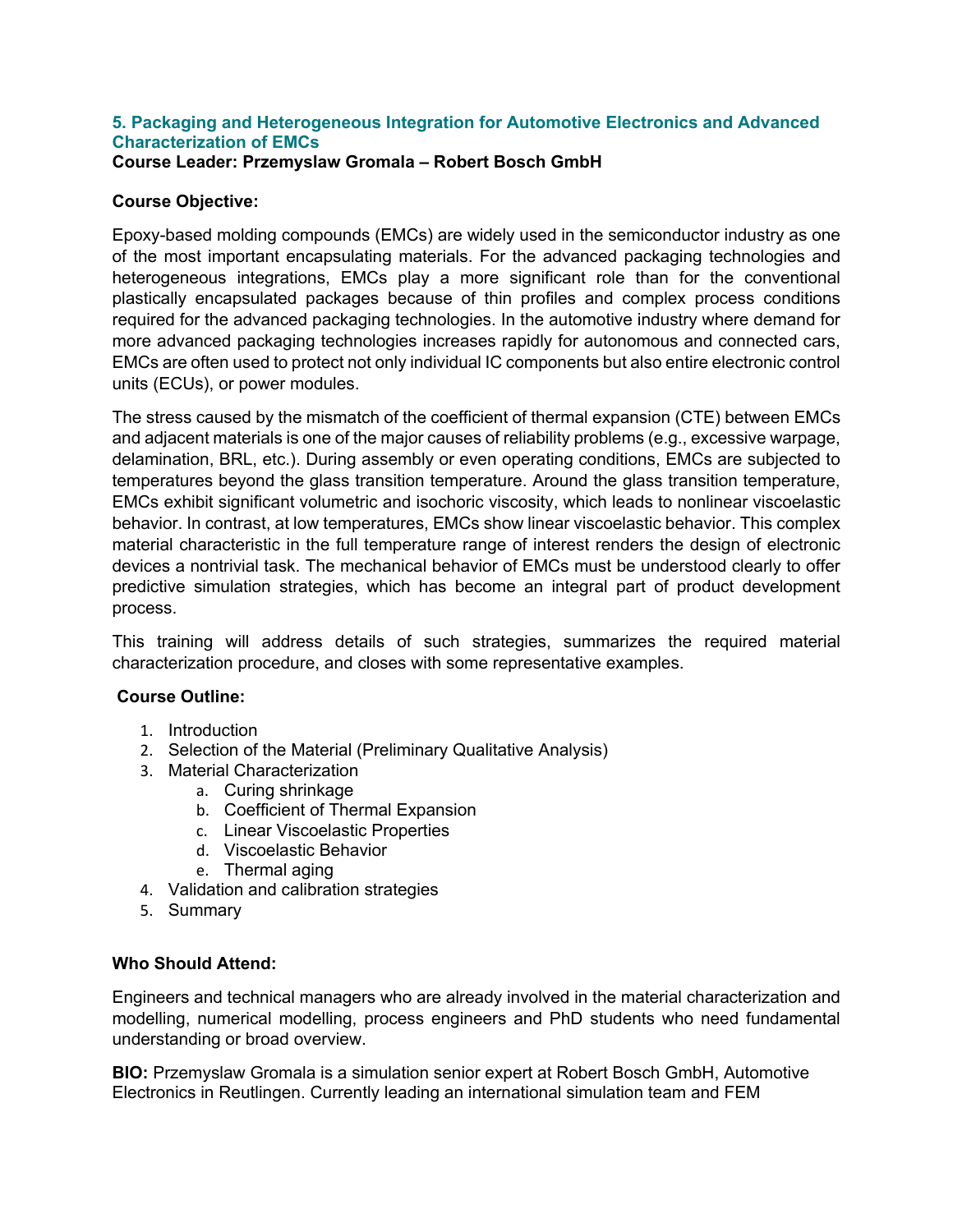## 5. Packaging and Heterogeneous Integration for Automotive Electronics and Advanced Characterization of EMCs

**Course Leader: Przemyslaw Gromala – Robert Bosch GmbH**

**Course Objective:**

Epoxy-based molding compounds (EMCs) are widely used in the semiconductor industry as one of the most important encapsulating materials. For the advanced packaging technologies and heterogeneous integrations, EMCs play a more significant role than for the conventional plastically encapsulated packages because of thin profiles and complex process conditions required for the advanced packaging technologies. In the automotive industry where demand for more advanced packaging technologies increases rapidly for autonomous and connected cars, EMCs are often used to protect not only individual IC components but also entire electronic control units (ECUs), or power modules.

The stress caused by the mismatch of the coefficient of thermal expansion (CTE) between EMCs and adjacent materials is one of the major causes of reliability problems (e.g., excessive warpage, delamination, BRL, etc.). During assembly or even operating conditions, EMCs are subjected to temperatures beyond the glass transition temperature. Around the glass transition temperature, EMCs exhibit significant volumetric and isochoric viscosity, which leads to nonlinear viscoelastic behavior. In contrast, at low temperatures, EMCs show linear viscoelastic behavior. This complex material characteristic in the full temperature range of interest renders the design of electronic devices a nontrivial task. The mechanical behavior of EMCs must be understood clearly to offer predictive simulation strategies, which has become an integral part of product development process.

This training will address details of such strategies, summarizes the required material characterization procedure, and closes with some representative examples.

**Course Outline:**

1. Introduction
2. Selection of the Material (Preliminary Qualitative Analysis)
3. Material Characterization
   a. Curing shrinkage
   b. Coefficient of Thermal Expansion
   c. Linear Viscoelastic Properties
   d. Viscoelastic Behavior
   e. Thermal aging
4. Validation and calibration strategies
5. Summary

**Who Should Attend:**

Engineers and technical managers who are already involved in the material characterization and modelling, numerical modelling, process engineers and PhD students who need fundamental understanding or broad overview.

**BIO:** Przemyslaw Gromala is a simulation senior expert at Robert Bosch GmbH, Automotive Electronics in Reutlingen. Currently leading an international simulation team and FEM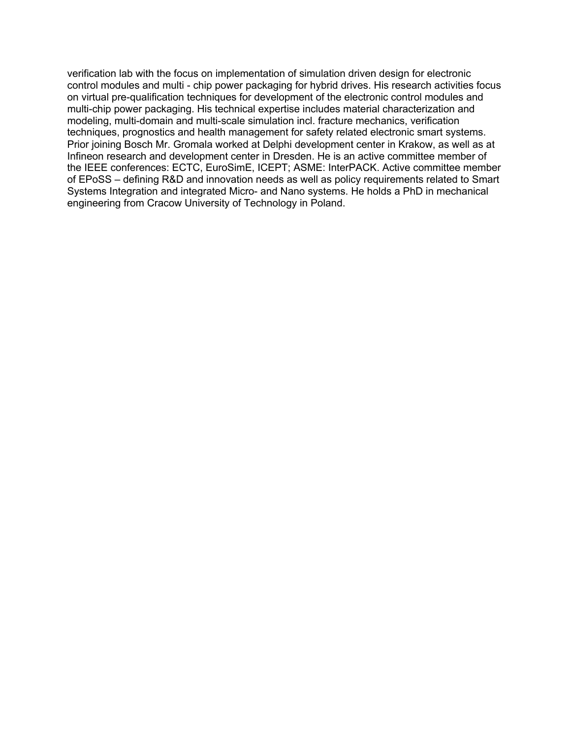verification lab with the focus on implementation of simulation driven design for electronic control modules and multi - chip power packaging for hybrid drives. His research activities focus on virtual pre-qualification techniques for development of the electronic control modules and multi-chip power packaging. His technical expertise includes material characterization and modeling, multi-domain and multi-scale simulation incl. fracture mechanics, verification techniques, prognostics and health management for safety related electronic smart systems. Prior joining Bosch Mr. Gromala worked at Delphi development center in Krakow, as well as at Infineon research and development center in Dresden. He is an active committee member of the IEEE conferences: ECTC, EuroSimE, ICEPT; ASME: InterPACK. Active committee member of EPoSS – defining R&D and innovation needs as well as policy requirements related to Smart Systems Integration and integrated Micro- and Nano systems. He holds a PhD in mechanical engineering from Cracow University of Technology in Poland.